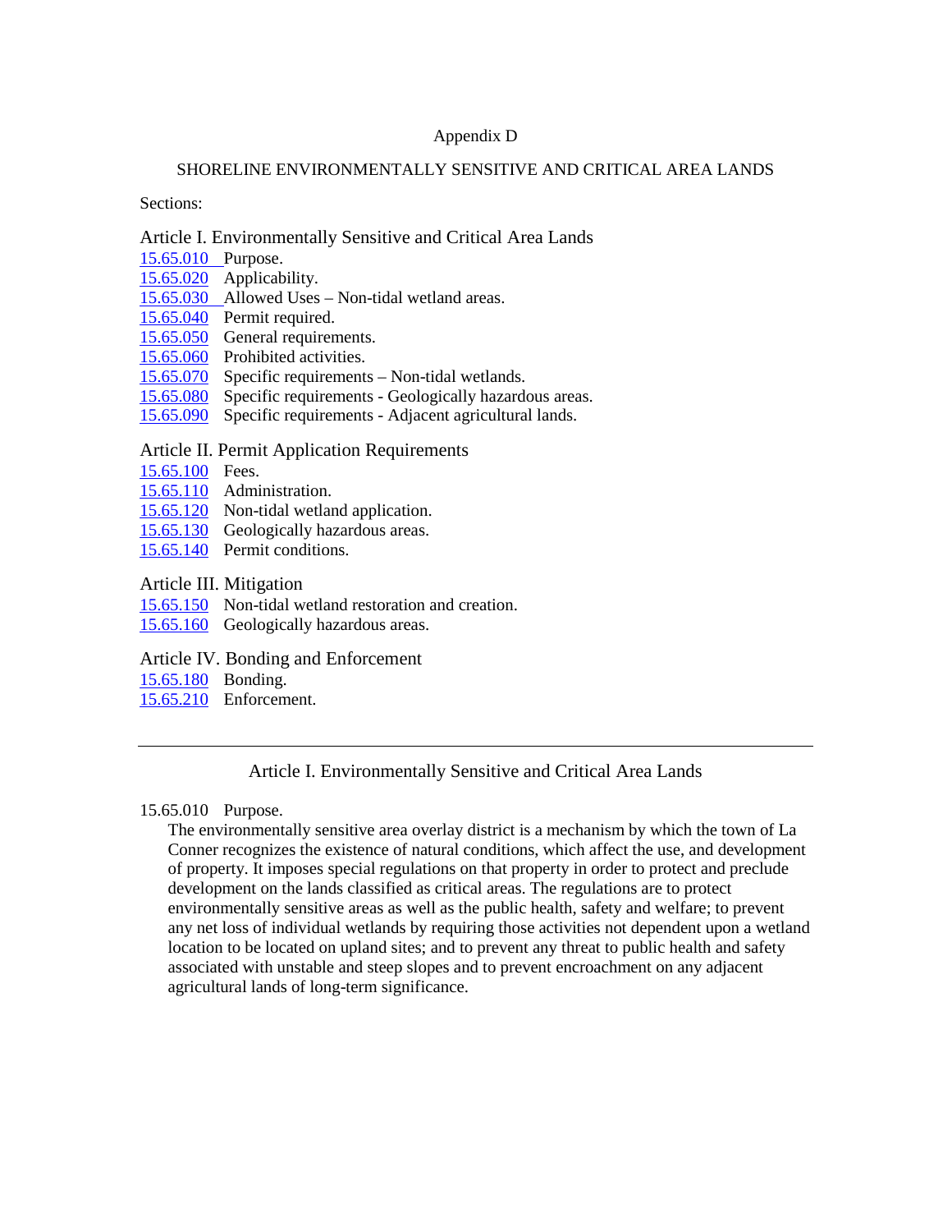# Appendix D

## SHORELINE ENVIRONMENTALLY SENSITIVE AND CRITICAL AREA LANDS

Sections:

### Article I. Environmentally Sensitive and Critical Area Lands

15.65.010 Purpose.
15.65.020 Applicability.
15.65.030 Allowed Uses – Non-tidal wetland areas.
15.65.040 Permit required.
15.65.050 General requirements.
15.65.060 Prohibited activities.
15.65.070 Specific requirements – Non-tidal wetlands.
15.65.080 Specific requirements - Geologically hazardous areas.
15.65.090 Specific requirements - Adjacent agricultural lands.

### Article II. Permit Application Requirements

15.65.100 Fees.
15.65.110 Administration.
15.65.120 Non-tidal wetland application.
15.65.130 Geologically hazardous areas.
15.65.140 Permit conditions.

### Article III. Mitigation

15.65.150 Non-tidal wetland restoration and creation.
15.65.160 Geologically hazardous areas.

### Article IV. Bonding and Enforcement

15.65.180 Bonding.
15.65.210 Enforcement.

---

## Article I. Environmentally Sensitive and Critical Area Lands

15.65.010 Purpose.

The environmentally sensitive area overlay district is a mechanism by which the town of La Conner recognizes the existence of natural conditions, which affect the use, and development of property. It imposes special regulations on that property in order to protect and preclude development on the lands classified as critical areas. The regulations are to protect environmentally sensitive areas as well as the public health, safety and welfare; to prevent any net loss of individual wetlands by requiring those activities not dependent upon a wetland location to be located on upland sites; and to prevent any threat to public health and safety associated with unstable and steep slopes and to prevent encroachment on any adjacent agricultural lands of long-term significance.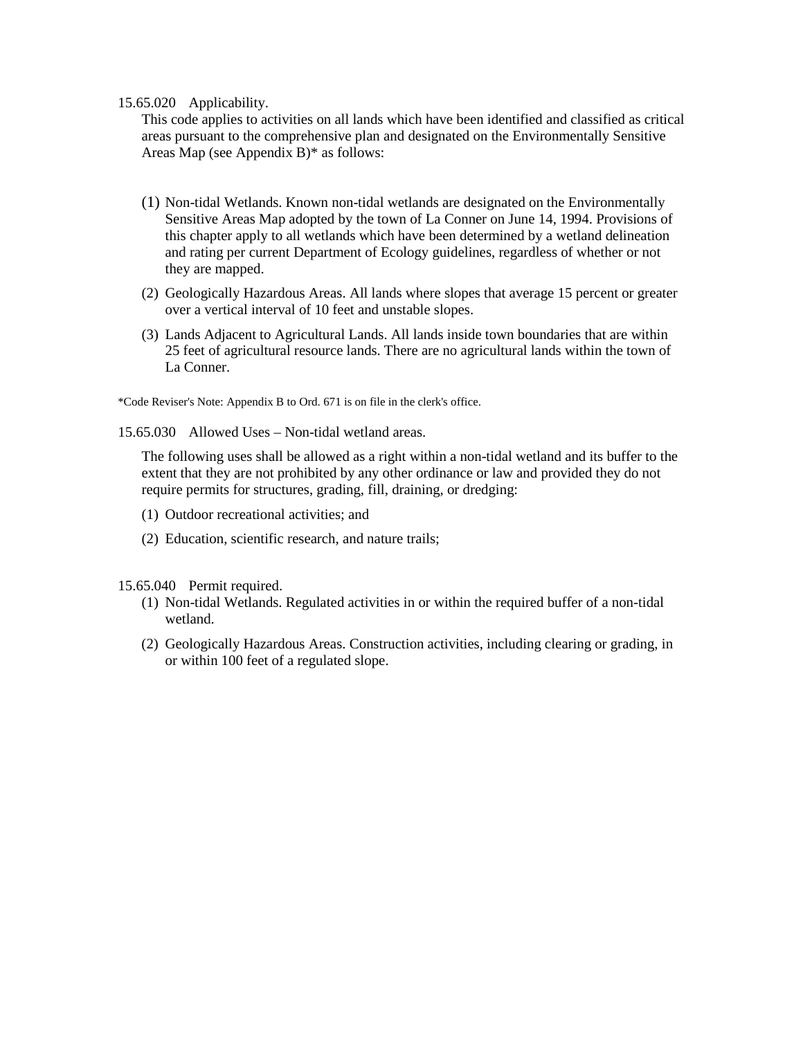15.65.020 Applicability.

This code applies to activities on all lands which have been identified and classified as critical areas pursuant to the comprehensive plan and designated on the Environmentally Sensitive Areas Map (see Appendix B)* as follows:

(1) Non-tidal Wetlands. Known non-tidal wetlands are designated on the Environmentally Sensitive Areas Map adopted by the town of La Conner on June 14, 1994. Provisions of this chapter apply to all wetlands which have been determined by a wetland delineation and rating per current Department of Ecology guidelines, regardless of whether or not they are mapped.

(2) Geologically Hazardous Areas. All lands where slopes that average 15 percent or greater over a vertical interval of 10 feet and unstable slopes.

(3) Lands Adjacent to Agricultural Lands. All lands inside town boundaries that are within 25 feet of agricultural resource lands. There are no agricultural lands within the town of La Conner.

*Code Reviser's Note: Appendix B to Ord. 671 is on file in the clerk's office.

15.65.030 Allowed Uses – Non-tidal wetland areas.

The following uses shall be allowed as a right within a non-tidal wetland and its buffer to the extent that they are not prohibited by any other ordinance or law and provided they do not require permits for structures, grading, fill, draining, or dredging:

(1) Outdoor recreational activities; and

(2) Education, scientific research, and nature trails;

15.65.040 Permit required.

(1) Non-tidal Wetlands. Regulated activities in or within the required buffer of a non-tidal wetland.

(2) Geologically Hazardous Areas. Construction activities, including clearing or grading, in or within 100 feet of a regulated slope.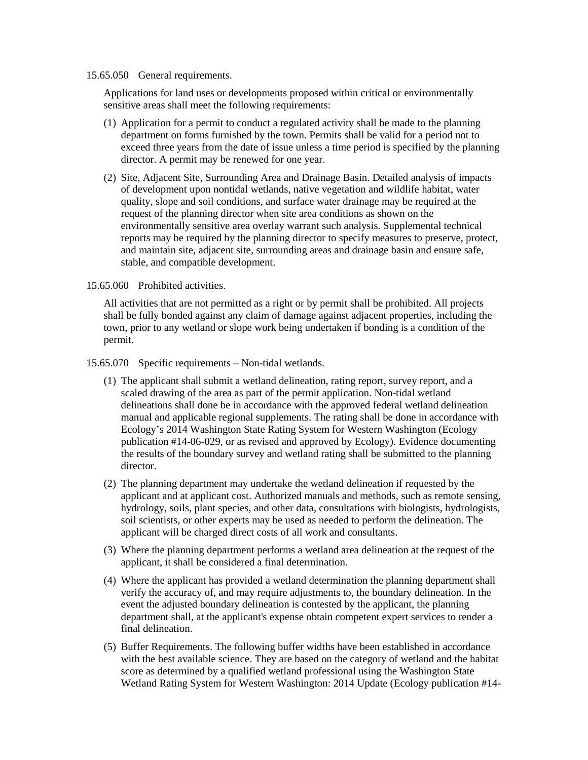15.65.050 General requirements.

Applications for land uses or developments proposed within critical or environmentally sensitive areas shall meet the following requirements:

(1) Application for a permit to conduct a regulated activity shall be made to the planning department on forms furnished by the town. Permits shall be valid for a period not to exceed three years from the date of issue unless a time period is specified by the planning director. A permit may be renewed for one year.

(2) Site, Adjacent Site, Surrounding Area and Drainage Basin. Detailed analysis of impacts of development upon nontidal wetlands, native vegetation and wildlife habitat, water quality, slope and soil conditions, and surface water drainage may be required at the request of the planning director when site area conditions as shown on the environmentally sensitive area overlay warrant such analysis. Supplemental technical reports may be required by the planning director to specify measures to preserve, protect, and maintain site, adjacent site, surrounding areas and drainage basin and ensure safe, stable, and compatible development.

15.65.060 Prohibited activities.

All activities that are not permitted as a right or by permit shall be prohibited. All projects shall be fully bonded against any claim of damage against adjacent properties, including the town, prior to any wetland or slope work being undertaken if bonding is a condition of the permit.

15.65.070 Specific requirements – Non-tidal wetlands.

(1) The applicant shall submit a wetland delineation, rating report, survey report, and a scaled drawing of the area as part of the permit application. Non-tidal wetland delineations shall done be in accordance with the approved federal wetland delineation manual and applicable regional supplements. The rating shall be done in accordance with Ecology's 2014 Washington State Rating System for Western Washington (Ecology publication #14-06-029, or as revised and approved by Ecology). Evidence documenting the results of the boundary survey and wetland rating shall be submitted to the planning director.

(2) The planning department may undertake the wetland delineation if requested by the applicant and at applicant cost. Authorized manuals and methods, such as remote sensing, hydrology, soils, plant species, and other data, consultations with biologists, hydrologists, soil scientists, or other experts may be used as needed to perform the delineation. The applicant will be charged direct costs of all work and consultants.

(3) Where the planning department performs a wetland area delineation at the request of the applicant, it shall be considered a final determination.

(4) Where the applicant has provided a wetland determination the planning department shall verify the accuracy of, and may require adjustments to, the boundary delineation. In the event the adjusted boundary delineation is contested by the applicant, the planning department shall, at the applicant's expense obtain competent expert services to render a final delineation.

(5) Buffer Requirements. The following buffer widths have been established in accordance with the best available science. They are based on the category of wetland and the habitat score as determined by a qualified wetland professional using the Washington State Wetland Rating System for Western Washington: 2014 Update (Ecology publication #14-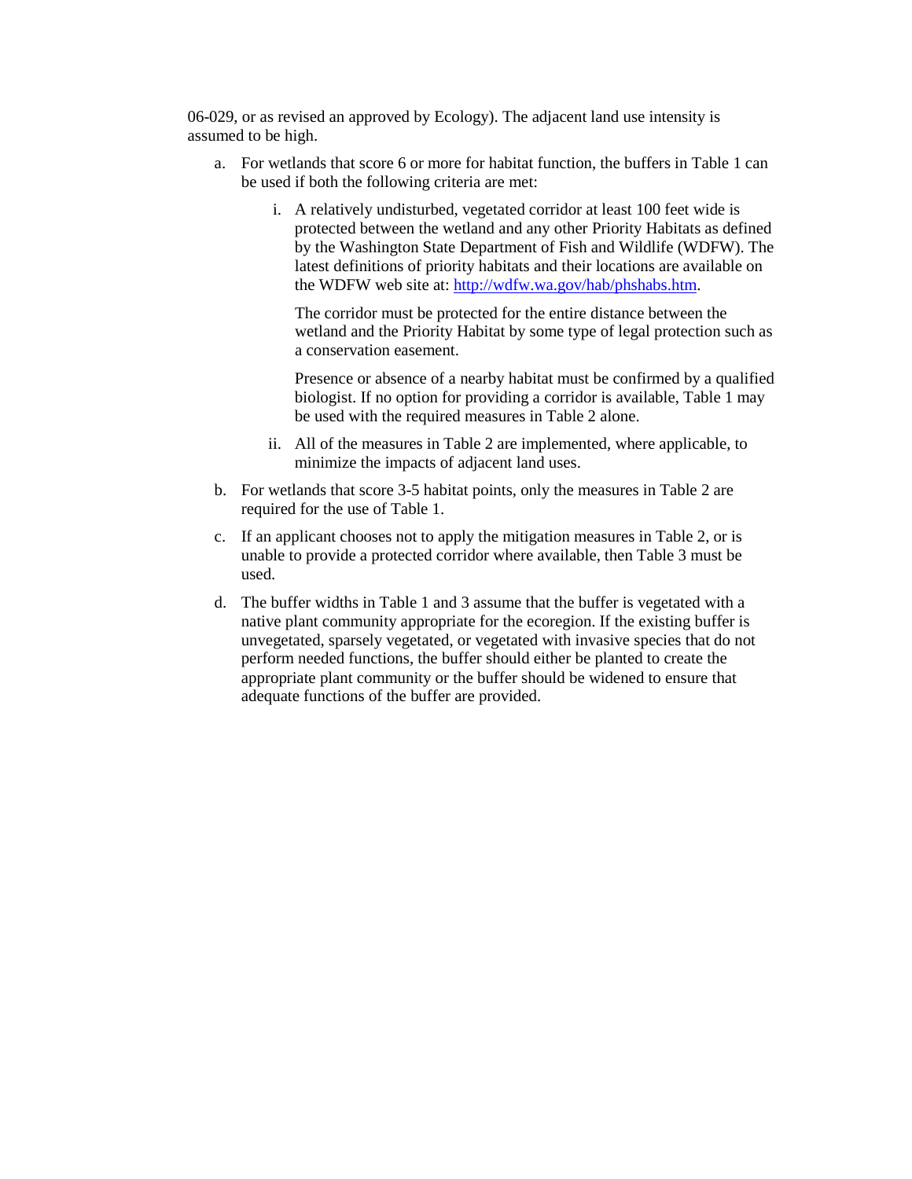06-029, or as revised an approved by Ecology). The adjacent land use intensity is assumed to be high.

a. For wetlands that score 6 or more for habitat function, the buffers in Table 1 can be used if both the following criteria are met:

   i. A relatively undisturbed, vegetated corridor at least 100 feet wide is protected between the wetland and any other Priority Habitats as defined by the Washington State Department of Fish and Wildlife (WDFW). The latest definitions of priority habitats and their locations are available on the WDFW web site at: [http://wdfw.wa.gov/hab/phshabs.htm](http://wdfw.wa.gov/hab/phshabs.htm).

      The corridor must be protected for the entire distance between the wetland and the Priority Habitat by some type of legal protection such as a conservation easement.

      Presence or absence of a nearby habitat must be confirmed by a qualified biologist. If no option for providing a corridor is available, Table 1 may be used with the required measures in Table 2 alone.

   ii. All of the measures in Table 2 are implemented, where applicable, to minimize the impacts of adjacent land uses.

b. For wetlands that score 3-5 habitat points, only the measures in Table 2 are required for the use of Table 1.

c. If an applicant chooses not to apply the mitigation measures in Table 2, or is unable to provide a protected corridor where available, then Table 3 must be used.

d. The buffer widths in Table 1 and 3 assume that the buffer is vegetated with a native plant community appropriate for the ecoregion. If the existing buffer is unvegetated, sparsely vegetated, or vegetated with invasive species that do not perform needed functions, the buffer should either be planted to create the appropriate plant community or the buffer should be widened to ensure that adequate functions of the buffer are provided.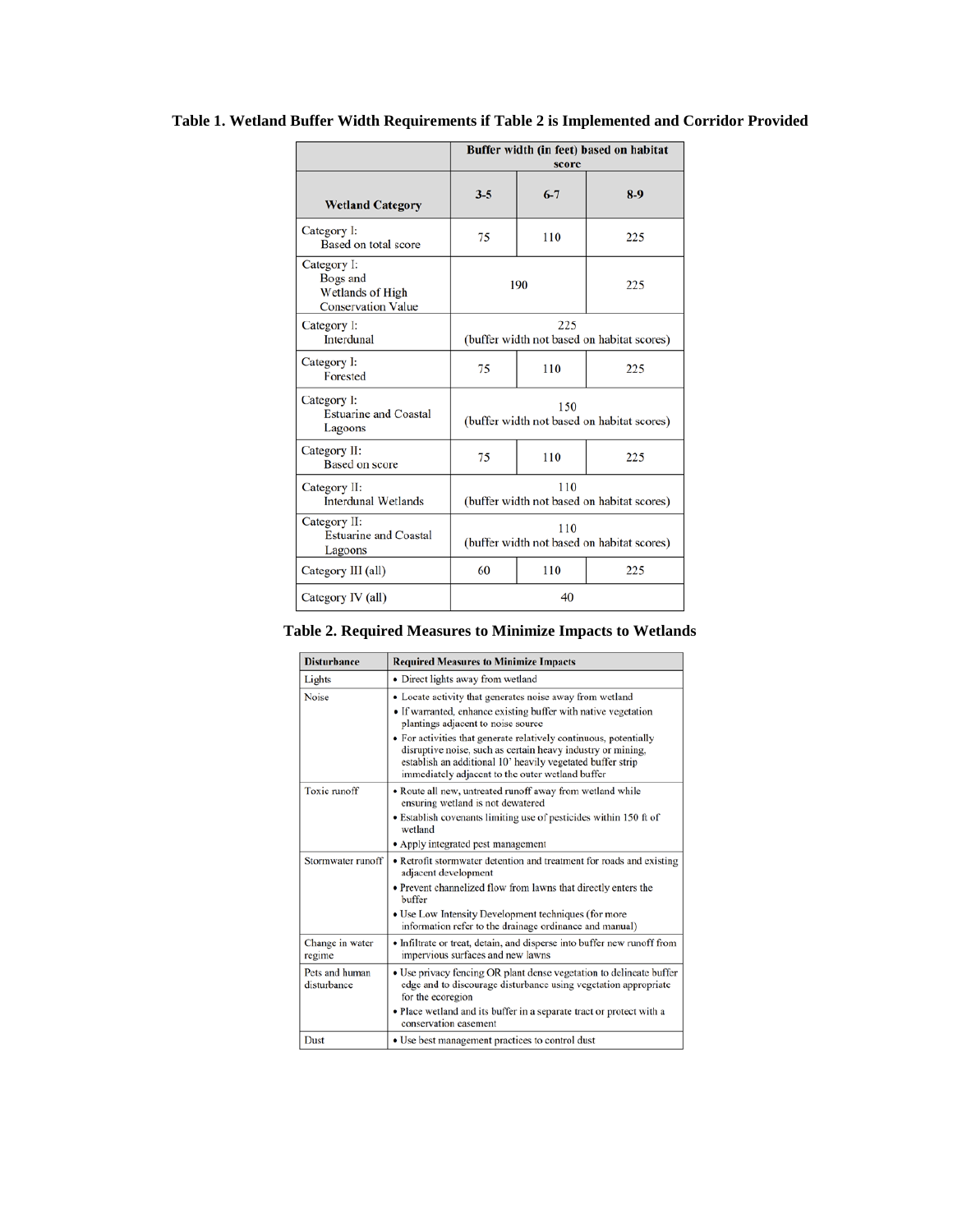**Table 1. Wetland Buffer Width Requirements if Table 2 is Implemented and Corridor Provided**

| Wetland Category | Buffer width (in feet) based on habitat score | | |
|---|---|---|---|
| | 3-5 | 6-7 | 8-9 |
| Category I: Based on total score | 75 | 110 | 225 |
| Category I: Bogs and Wetlands of High Conservation Value | 190 | | 225 |
| Category I: Interdunal | 225 (buffer width not based on habitat scores) | | |
| Category I: Forested | 75 | 110 | 225 |
| Category I: Estuarine and Coastal Lagoons | 150 (buffer width not based on habitat scores) | | |
| Category II: Based on score | 75 | 110 | 225 |
| Category II: Interdunal Wetlands | 110 (buffer width not based on habitat scores) | | |
| Category II: Estuarine and Coastal Lagoons | 110 (buffer width not based on habitat scores) | | |
| Category III (all) | 60 | 110 | 225 |
| Category IV (all) | 40 | | |

**Table 2. Required Measures to Minimize Impacts to Wetlands**

| Disturbance | Required Measures to Minimize Impacts |
|---|---|
| Lights | • Direct lights away from wetland |
| Noise | • Locate activity that generates noise away from wetland<br>• If warranted, enhance existing buffer with native vegetation plantings adjacent to noise source<br>• For activities that generate relatively continuous, potentially disruptive noise, such as certain heavy industry or mining, establish an additional 10' heavily vegetated buffer strip immediately adjacent to the outer wetland buffer |
| Toxic runoff | • Route all new, untreated runoff away from wetland while ensuring wetland is not dewatered<br>• Establish covenants limiting use of pesticides within 150 ft of wetland<br>• Apply integrated pest management |
| Stormwater runoff | • Retrofit stormwater detention and treatment for roads and existing adjacent development<br>• Prevent channelized flow from lawns that directly enters the buffer<br>• Use Low Intensity Development techniques (for more information refer to the drainage ordinance and manual) |
| Change in water regime | • Infiltrate or treat, detain, and disperse into buffer new runoff from impervious surfaces and new lawns |
| Pets and human disturbance | • Use privacy fencing OR plant dense vegetation to delineate buffer edge and to discourage disturbance using vegetation appropriate for the ecoregion<br>• Place wetland and its buffer in a separate tract or protect with a conservation easement |
| Dust | • Use best management practices to control dust |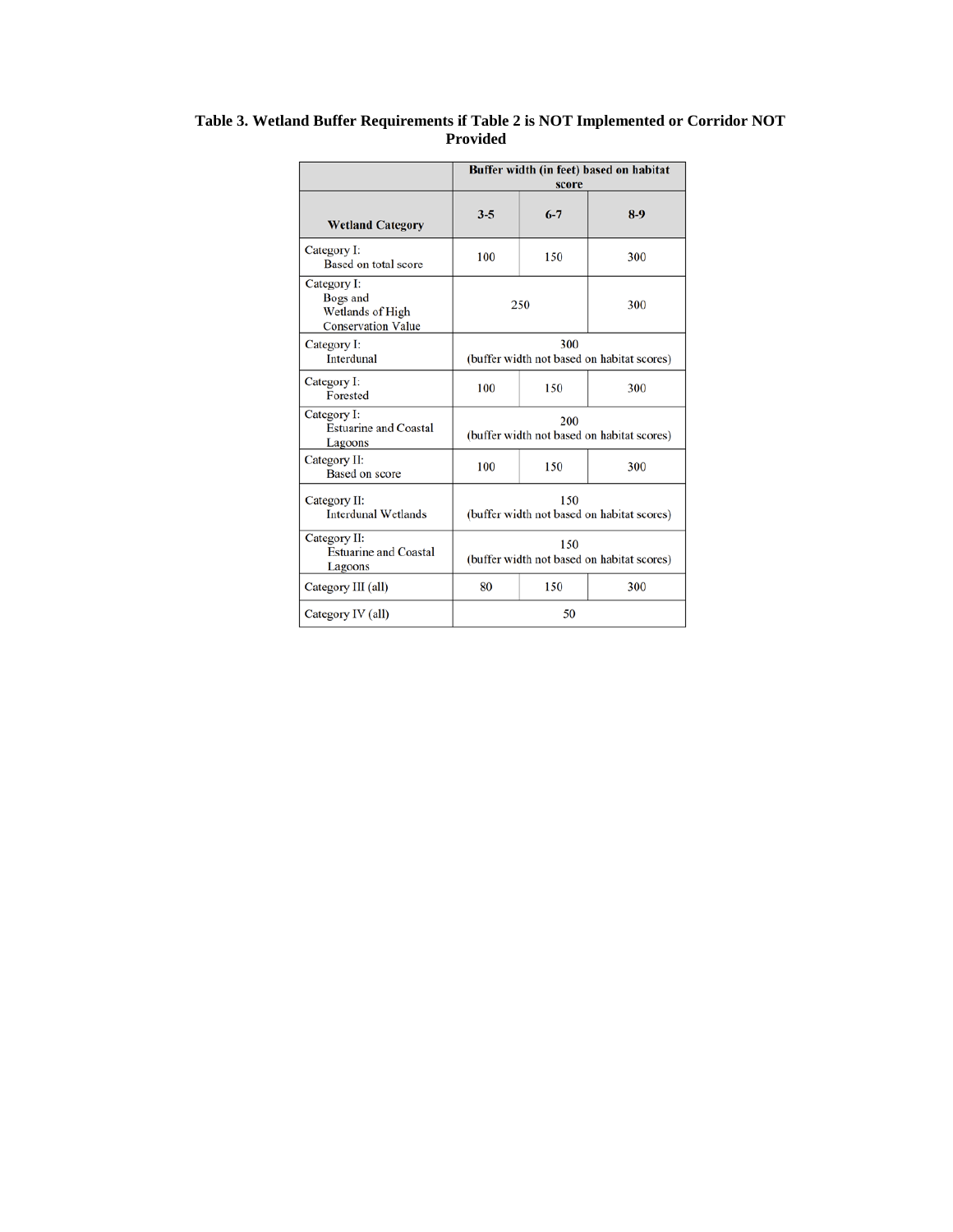**Table 3. Wetland Buffer Requirements if Table 2 is NOT Implemented or Corridor NOT Provided**

| | Buffer width (in feet) based on habitat score | | |
|---|---|---|---|
| **Wetland Category** | **3-5** | **6-7** | **8-9** |
| Category I: Based on total score | 100 | 150 | 300 |
| Category I: Bogs and Wetlands of High Conservation Value | 250 | | 300 |
| Category I: Interdunal | 300 (buffer width not based on habitat scores) | | |
| Category I: Forested | 100 | 150 | 300 |
| Category I: Estuarine and Coastal Lagoons | 200 (buffer width not based on habitat scores) | | |
| Category II: Based on score | 100 | 150 | 300 |
| Category II: Interdunal Wetlands | 150 (buffer width not based on habitat scores) | | |
| Category II: Estuarine and Coastal Lagoons | 150 (buffer width not based on habitat scores) | | |
| Category III (all) | 80 | 150 | 300 |
| Category IV (all) | 50 | | |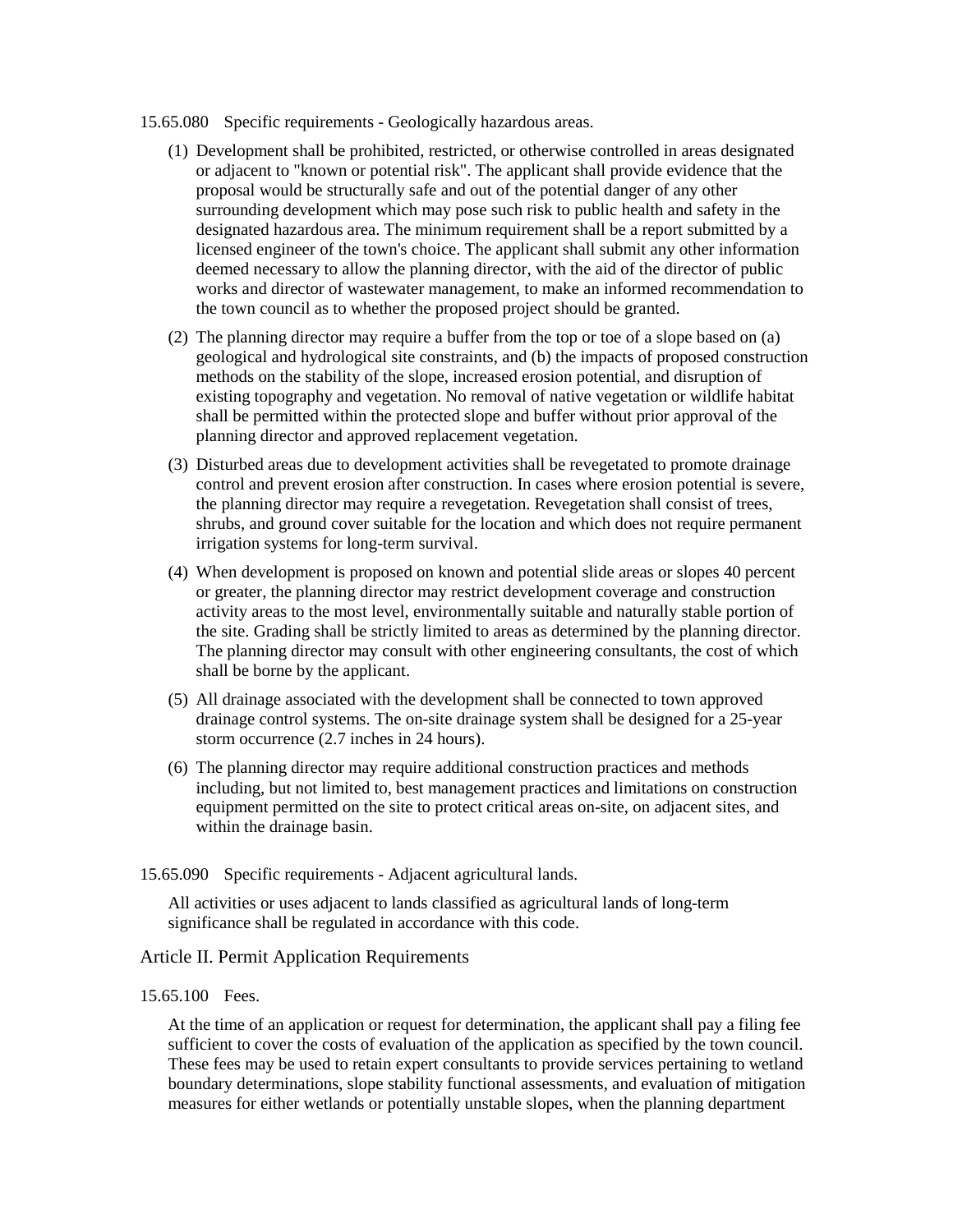15.65.080 Specific requirements - Geologically hazardous areas.

(1) Development shall be prohibited, restricted, or otherwise controlled in areas designated or adjacent to "known or potential risk". The applicant shall provide evidence that the proposal would be structurally safe and out of the potential danger of any other surrounding development which may pose such risk to public health and safety in the designated hazardous area. The minimum requirement shall be a report submitted by a licensed engineer of the town's choice. The applicant shall submit any other information deemed necessary to allow the planning director, with the aid of the director of public works and director of wastewater management, to make an informed recommendation to the town council as to whether the proposed project should be granted.

(2) The planning director may require a buffer from the top or toe of a slope based on (a) geological and hydrological site constraints, and (b) the impacts of proposed construction methods on the stability of the slope, increased erosion potential, and disruption of existing topography and vegetation. No removal of native vegetation or wildlife habitat shall be permitted within the protected slope and buffer without prior approval of the planning director and approved replacement vegetation.

(3) Disturbed areas due to development activities shall be revegetated to promote drainage control and prevent erosion after construction. In cases where erosion potential is severe, the planning director may require a revegetation. Revegetation shall consist of trees, shrubs, and ground cover suitable for the location and which does not require permanent irrigation systems for long-term survival.

(4) When development is proposed on known and potential slide areas or slopes 40 percent or greater, the planning director may restrict development coverage and construction activity areas to the most level, environmentally suitable and naturally stable portion of the site. Grading shall be strictly limited to areas as determined by the planning director. The planning director may consult with other engineering consultants, the cost of which shall be borne by the applicant.

(5) All drainage associated with the development shall be connected to town approved drainage control systems. The on-site drainage system shall be designed for a 25-year storm occurrence (2.7 inches in 24 hours).

(6) The planning director may require additional construction practices and methods including, but not limited to, best management practices and limitations on construction equipment permitted on the site to protect critical areas on-site, on adjacent sites, and within the drainage basin.

15.65.090 Specific requirements - Adjacent agricultural lands.

All activities or uses adjacent to lands classified as agricultural lands of long-term significance shall be regulated in accordance with this code.

## Article II. Permit Application Requirements

15.65.100 Fees.

At the time of an application or request for determination, the applicant shall pay a filing fee sufficient to cover the costs of evaluation of the application as specified by the town council. These fees may be used to retain expert consultants to provide services pertaining to wetland boundary determinations, slope stability functional assessments, and evaluation of mitigation measures for either wetlands or potentially unstable slopes, when the planning department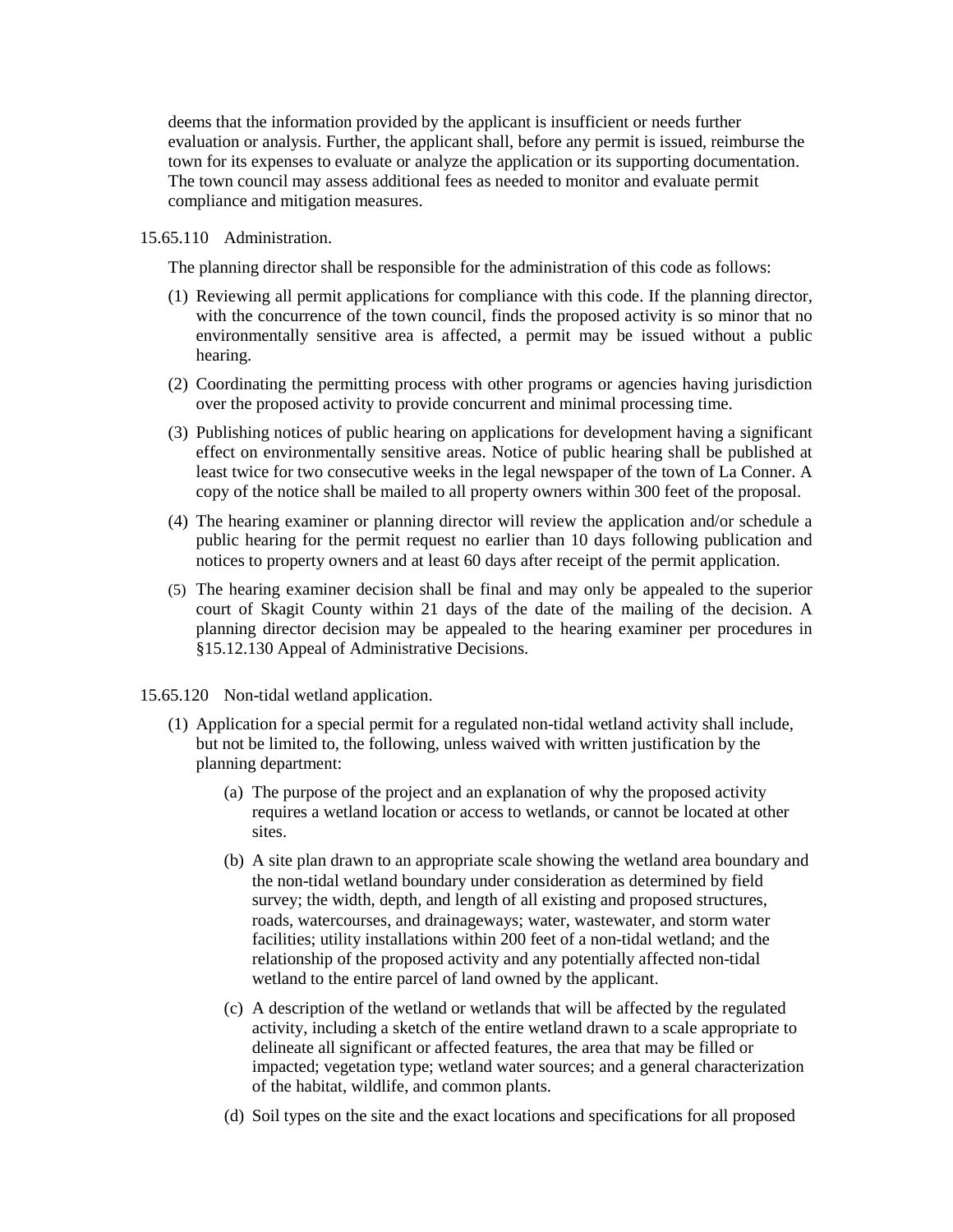deems that the information provided by the applicant is insufficient or needs further evaluation or analysis. Further, the applicant shall, before any permit is issued, reimburse the town for its expenses to evaluate or analyze the application or its supporting documentation. The town council may assess additional fees as needed to monitor and evaluate permit compliance and mitigation measures.

15.65.110 Administration.

The planning director shall be responsible for the administration of this code as follows:

(1) Reviewing all permit applications for compliance with this code. If the planning director, with the concurrence of the town council, finds the proposed activity is so minor that no environmentally sensitive area is affected, a permit may be issued without a public hearing.

(2) Coordinating the permitting process with other programs or agencies having jurisdiction over the proposed activity to provide concurrent and minimal processing time.

(3) Publishing notices of public hearing on applications for development having a significant effect on environmentally sensitive areas. Notice of public hearing shall be published at least twice for two consecutive weeks in the legal newspaper of the town of La Conner. A copy of the notice shall be mailed to all property owners within 300 feet of the proposal.

(4) The hearing examiner or planning director will review the application and/or schedule a public hearing for the permit request no earlier than 10 days following publication and notices to property owners and at least 60 days after receipt of the permit application.

(5) The hearing examiner decision shall be final and may only be appealed to the superior court of Skagit County within 21 days of the date of the mailing of the decision. A planning director decision may be appealed to the hearing examiner per procedures in §15.12.130 Appeal of Administrative Decisions.

15.65.120 Non-tidal wetland application.

(1) Application for a special permit for a regulated non-tidal wetland activity shall include, but not be limited to, the following, unless waived with written justification by the planning department:

   (a) The purpose of the project and an explanation of why the proposed activity requires a wetland location or access to wetlands, or cannot be located at other sites.

   (b) A site plan drawn to an appropriate scale showing the wetland area boundary and the non-tidal wetland boundary under consideration as determined by field survey; the width, depth, and length of all existing and proposed structures, roads, watercourses, and drainageways; water, wastewater, and storm water facilities; utility installations within 200 feet of a non-tidal wetland; and the relationship of the proposed activity and any potentially affected non-tidal wetland to the entire parcel of land owned by the applicant.

   (c) A description of the wetland or wetlands that will be affected by the regulated activity, including a sketch of the entire wetland drawn to a scale appropriate to delineate all significant or affected features, the area that may be filled or impacted; vegetation type; wetland water sources; and a general characterization of the habitat, wildlife, and common plants.

   (d) Soil types on the site and the exact locations and specifications for all proposed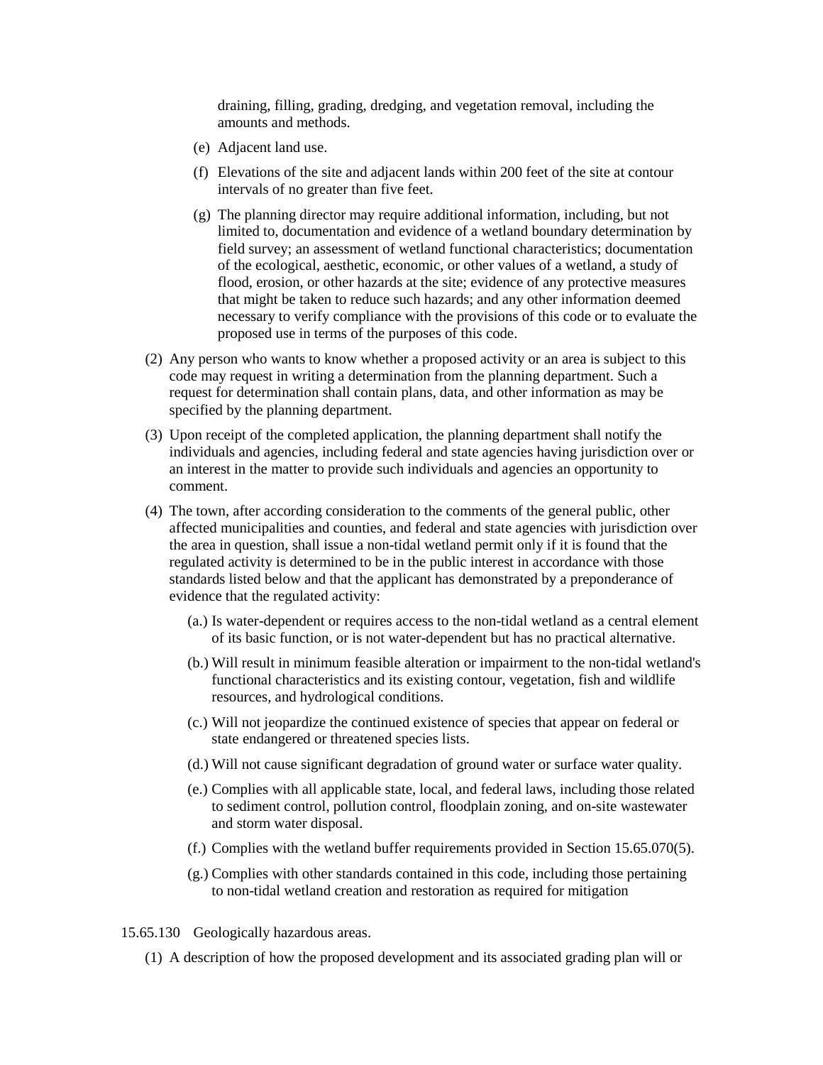draining, filling, grading, dredging, and vegetation removal, including the amounts and methods.

(e) Adjacent land use.

(f) Elevations of the site and adjacent lands within 200 feet of the site at contour intervals of no greater than five feet.

(g) The planning director may require additional information, including, but not limited to, documentation and evidence of a wetland boundary determination by field survey; an assessment of wetland functional characteristics; documentation of the ecological, aesthetic, economic, or other values of a wetland, a study of flood, erosion, or other hazards at the site; evidence of any protective measures that might be taken to reduce such hazards; and any other information deemed necessary to verify compliance with the provisions of this code or to evaluate the proposed use in terms of the purposes of this code.

(2) Any person who wants to know whether a proposed activity or an area is subject to this code may request in writing a determination from the planning department. Such a request for determination shall contain plans, data, and other information as may be specified by the planning department.

(3) Upon receipt of the completed application, the planning department shall notify the individuals and agencies, including federal and state agencies having jurisdiction over or an interest in the matter to provide such individuals and agencies an opportunity to comment.

(4) The town, after according consideration to the comments of the general public, other affected municipalities and counties, and federal and state agencies with jurisdiction over the area in question, shall issue a non-tidal wetland permit only if it is found that the regulated activity is determined to be in the public interest in accordance with those standards listed below and that the applicant has demonstrated by a preponderance of evidence that the regulated activity:

(a.) Is water-dependent or requires access to the non-tidal wetland as a central element of its basic function, or is not water-dependent but has no practical alternative.

(b.) Will result in minimum feasible alteration or impairment to the non-tidal wetland's functional characteristics and its existing contour, vegetation, fish and wildlife resources, and hydrological conditions.

(c.) Will not jeopardize the continued existence of species that appear on federal or state endangered or threatened species lists.

(d.) Will not cause significant degradation of ground water or surface water quality.

(e.) Complies with all applicable state, local, and federal laws, including those related to sediment control, pollution control, floodplain zoning, and on-site wastewater and storm water disposal.

(f.) Complies with the wetland buffer requirements provided in Section 15.65.070(5).

(g.) Complies with other standards contained in this code, including those pertaining to non-tidal wetland creation and restoration as required for mitigation

15.65.130 Geologically hazardous areas.

(1) A description of how the proposed development and its associated grading plan will or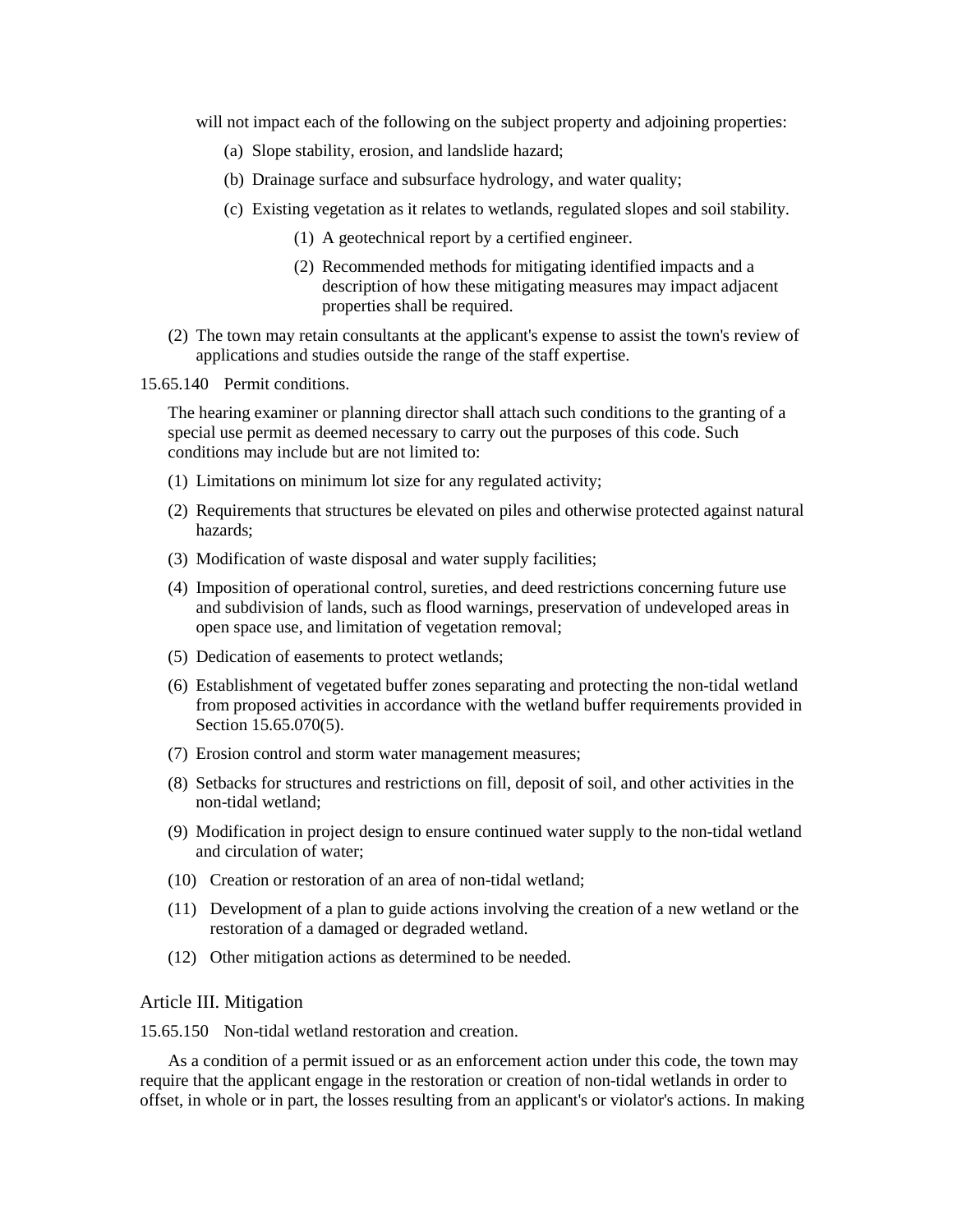will not impact each of the following on the subject property and adjoining properties:

(a) Slope stability, erosion, and landslide hazard;

(b) Drainage surface and subsurface hydrology, and water quality;

(c) Existing vegetation as it relates to wetlands, regulated slopes and soil stability.

(1) A geotechnical report by a certified engineer.

(2) Recommended methods for mitigating identified impacts and a description of how these mitigating measures may impact adjacent properties shall be required.

(2) The town may retain consultants at the applicant's expense to assist the town's review of applications and studies outside the range of the staff expertise.

15.65.140 Permit conditions.

The hearing examiner or planning director shall attach such conditions to the granting of a special use permit as deemed necessary to carry out the purposes of this code. Such conditions may include but are not limited to:

(1) Limitations on minimum lot size for any regulated activity;

(2) Requirements that structures be elevated on piles and otherwise protected against natural hazards;

(3) Modification of waste disposal and water supply facilities;

(4) Imposition of operational control, sureties, and deed restrictions concerning future use and subdivision of lands, such as flood warnings, preservation of undeveloped areas in open space use, and limitation of vegetation removal;

(5) Dedication of easements to protect wetlands;

(6) Establishment of vegetated buffer zones separating and protecting the non-tidal wetland from proposed activities in accordance with the wetland buffer requirements provided in Section 15.65.070(5).

(7) Erosion control and storm water management measures;

(8) Setbacks for structures and restrictions on fill, deposit of soil, and other activities in the non-tidal wetland;

(9) Modification in project design to ensure continued water supply to the non-tidal wetland and circulation of water;

(10) Creation or restoration of an area of non-tidal wetland;

(11) Development of a plan to guide actions involving the creation of a new wetland or the restoration of a damaged or degraded wetland.

(12) Other mitigation actions as determined to be needed.

## Article III. Mitigation

15.65.150 Non-tidal wetland restoration and creation.

As a condition of a permit issued or as an enforcement action under this code, the town may require that the applicant engage in the restoration or creation of non-tidal wetlands in order to offset, in whole or in part, the losses resulting from an applicant's or violator's actions. In making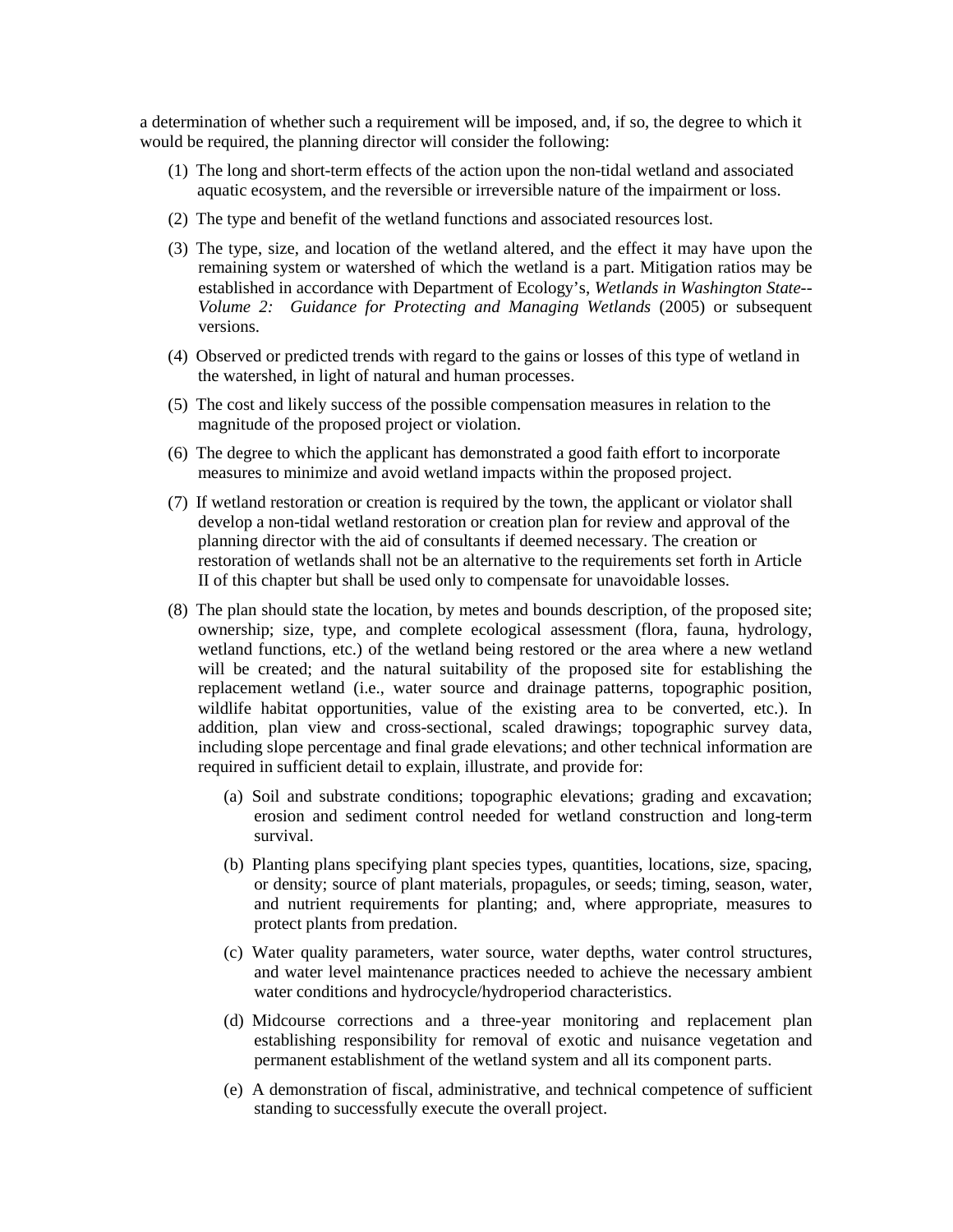a determination of whether such a requirement will be imposed, and, if so, the degree to which it would be required, the planning director will consider the following:

(1) The long and short-term effects of the action upon the non-tidal wetland and associated aquatic ecosystem, and the reversible or irreversible nature of the impairment or loss.

(2) The type and benefit of the wetland functions and associated resources lost.

(3) The type, size, and location of the wetland altered, and the effect it may have upon the remaining system or watershed of which the wetland is a part. Mitigation ratios may be established in accordance with Department of Ecology's, *Wetlands in Washington State--Volume 2: Guidance for Protecting and Managing Wetlands* (2005) or subsequent versions.

(4) Observed or predicted trends with regard to the gains or losses of this type of wetland in the watershed, in light of natural and human processes.

(5) The cost and likely success of the possible compensation measures in relation to the magnitude of the proposed project or violation.

(6) The degree to which the applicant has demonstrated a good faith effort to incorporate measures to minimize and avoid wetland impacts within the proposed project.

(7) If wetland restoration or creation is required by the town, the applicant or violator shall develop a non-tidal wetland restoration or creation plan for review and approval of the planning director with the aid of consultants if deemed necessary. The creation or restoration of wetlands shall not be an alternative to the requirements set forth in Article II of this chapter but shall be used only to compensate for unavoidable losses.

(8) The plan should state the location, by metes and bounds description, of the proposed site; ownership; size, type, and complete ecological assessment (flora, fauna, hydrology, wetland functions, etc.) of the wetland being restored or the area where a new wetland will be created; and the natural suitability of the proposed site for establishing the replacement wetland (i.e., water source and drainage patterns, topographic position, wildlife habitat opportunities, value of the existing area to be converted, etc.). In addition, plan view and cross-sectional, scaled drawings; topographic survey data, including slope percentage and final grade elevations; and other technical information are required in sufficient detail to explain, illustrate, and provide for:

   (a) Soil and substrate conditions; topographic elevations; grading and excavation; erosion and sediment control needed for wetland construction and long-term survival.

   (b) Planting plans specifying plant species types, quantities, locations, size, spacing, or density; source of plant materials, propagules, or seeds; timing, season, water, and nutrient requirements for planting; and, where appropriate, measures to protect plants from predation.

   (c) Water quality parameters, water source, water depths, water control structures, and water level maintenance practices needed to achieve the necessary ambient water conditions and hydrocycle/hydroperiod characteristics.

   (d) Midcourse corrections and a three-year monitoring and replacement plan establishing responsibility for removal of exotic and nuisance vegetation and permanent establishment of the wetland system and all its component parts.

   (e) A demonstration of fiscal, administrative, and technical competence of sufficient standing to successfully execute the overall project.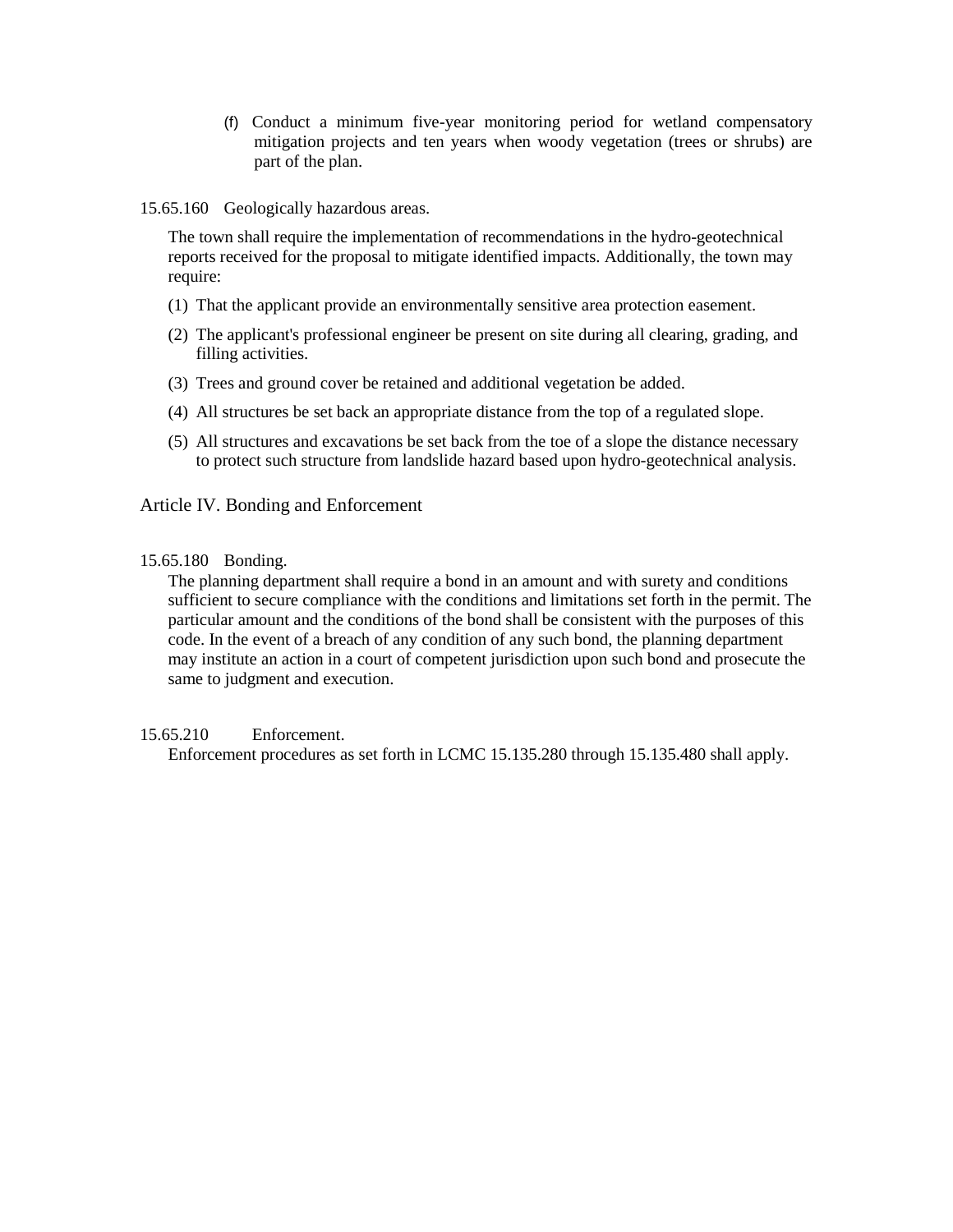(f) Conduct a minimum five-year monitoring period for wetland compensatory mitigation projects and ten years when woody vegetation (trees or shrubs) are part of the plan.

15.65.160 Geologically hazardous areas.

The town shall require the implementation of recommendations in the hydro-geotechnical reports received for the proposal to mitigate identified impacts. Additionally, the town may require:

(1) That the applicant provide an environmentally sensitive area protection easement.

(2) The applicant's professional engineer be present on site during all clearing, grading, and filling activities.

(3) Trees and ground cover be retained and additional vegetation be added.

(4) All structures be set back an appropriate distance from the top of a regulated slope.

(5) All structures and excavations be set back from the toe of a slope the distance necessary to protect such structure from landslide hazard based upon hydro-geotechnical analysis.

## Article IV. Bonding and Enforcement

15.65.180 Bonding.

The planning department shall require a bond in an amount and with surety and conditions sufficient to secure compliance with the conditions and limitations set forth in the permit. The particular amount and the conditions of the bond shall be consistent with the purposes of this code. In the event of a breach of any condition of any such bond, the planning department may institute an action in a court of competent jurisdiction upon such bond and prosecute the same to judgment and execution.

15.65.210 Enforcement.

Enforcement procedures as set forth in LCMC 15.135.280 through 15.135.480 shall apply.